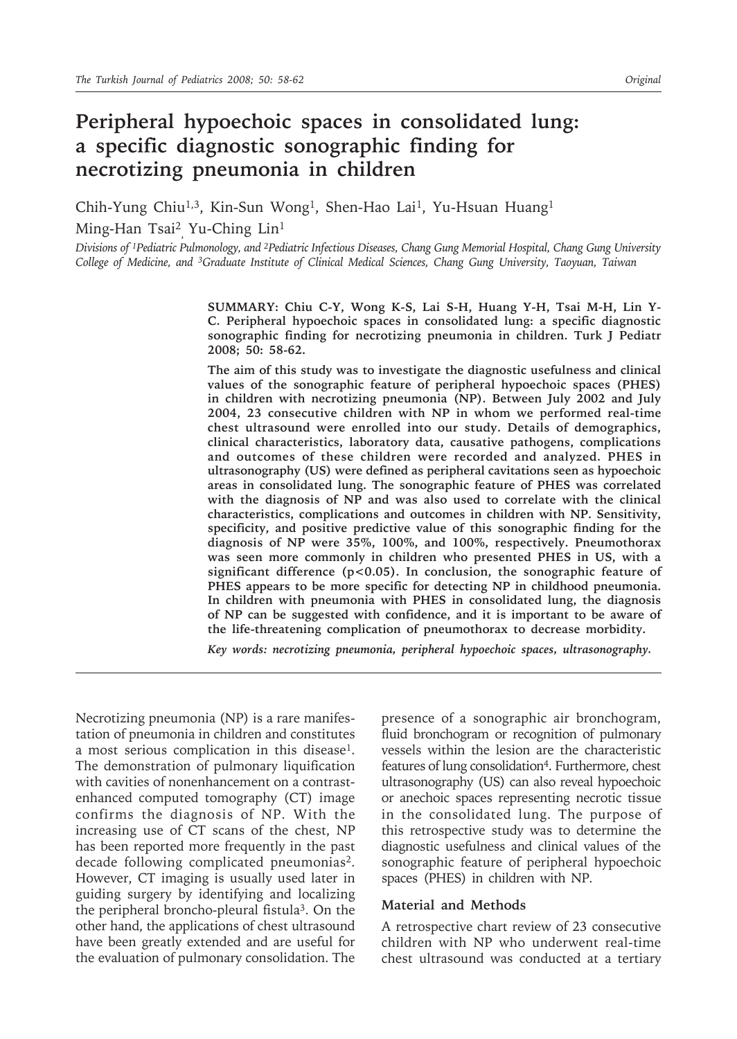# Peripheral hypoechoic spaces in consolidated lung: a specific diagnostic sonographic finding for necrotizing pneumonia in children

Chih-Yung Chiu[1,3], Kin-Sun Wong[1], Shen-Hao Lai[1], Yu-Hsuan Huang[1]
Ming-Han Tsai[2], Yu-Ching Lin[1]

*Divisions of [1]Pediatric Pulmonology, and [2]Pediatric Infectious Diseases, Chang Gung Memorial Hospital, Chang Gung University College of Medicine, and [3]Graduate Institute of Clinical Medical Sciences, Chang Gung University, Taoyuan, Taiwan*

**SUMMARY: Chiu C-Y, Wong K-S, Lai S-H, Huang Y-H, Tsai M-H, Lin Y-C. Peripheral hypoechoic spaces in consolidated lung: a specific diagnostic sonographic finding for necrotizing pneumonia in children. Turk J Pediatr 2008; 50: 58-62.**

**The aim of this study was to investigate the diagnostic usefulness and clinical values of the sonographic feature of peripheral hypoechoic spaces (PHES) in children with necrotizing pneumonia (NP). Between July 2002 and July 2004, 23 consecutive children with NP in whom we performed real-time chest ultrasound were enrolled into our study. Details of demographics, clinical characteristics, laboratory data, causative pathogens, complications and outcomes of these children were recorded and analyzed. PHES in ultrasonography (US) were defined as peripheral cavitations seen as hypoechoic areas in consolidated lung. The sonographic feature of PHES was correlated with the diagnosis of NP and was also used to correlate with the clinical characteristics, complications and outcomes in children with NP. Sensitivity, specificity, and positive predictive value of this sonographic finding for the diagnosis of NP were 35%, 100%, and 100%, respectively. Pneumothorax was seen more commonly in children who presented PHES in US, with a significant difference ($p<0.05$). In conclusion, the sonographic feature of PHES appears to be more specific for detecting NP in childhood pneumonia. In children with pneumonia with PHES in consolidated lung, the diagnosis of NP can be suggested with confidence, and it is important to be aware of the life-threatening complication of pneumothorax to decrease morbidity.**

***Key words:* *necrotizing pneumonia, peripheral hypoechoic spaces, ultrasonography.***

Necrotizing pneumonia (NP) is a rare manifestation of pneumonia in children and constitutes a most serious complication in this disease[1]. The demonstration of pulmonary liquification with cavities of nonenhancement on a contrast-enhanced computed tomography (CT) image confirms the diagnosis of NP. With the increasing use of CT scans of the chest, NP has been reported more frequently in the past decade following complicated pneumonias[2]. However, CT imaging is usually used later in guiding surgery by identifying and localizing the peripheral broncho-pleural fistula[3]. On the other hand, the applications of chest ultrasound have been greatly extended and are useful for the evaluation of pulmonary consolidation. The presence of a sonographic air bronchogram, fluid bronchogram or recognition of pulmonary vessels within the lesion are the characteristic features of lung consolidation[4]. Furthermore, chest ultrasonography (US) can also reveal hypoechoic or anechoic spaces representing necrotic tissue in the consolidated lung. The purpose of this retrospective study was to determine the diagnostic usefulness and clinical values of the sonographic feature of peripheral hypoechoic spaces (PHES) in children with NP.

## Material and Methods

A retrospective chart review of 23 consecutive children with NP who underwent real-time chest ultrasound was conducted at a tertiary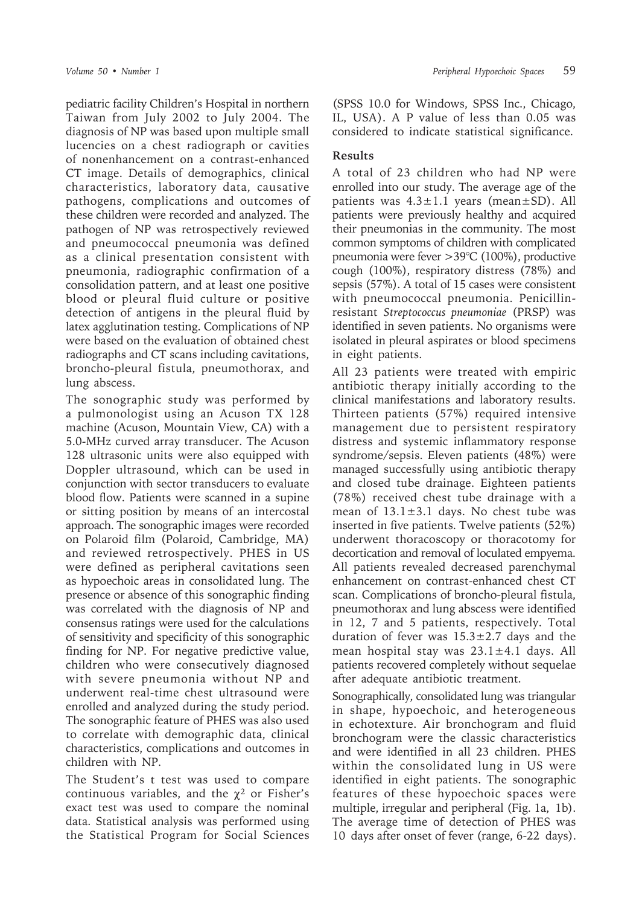pediatric facility Children's Hospital in northern Taiwan from July 2002 to July 2004. The diagnosis of NP was based upon multiple small lucencies on a chest radiograph or cavities of nonenhancement on a contrast-enhanced CT image. Details of demographics, clinical characteristics, laboratory data, causative pathogens, complications and outcomes of these children were recorded and analyzed. The pathogen of NP was retrospectively reviewed and pneumococcal pneumonia was defined as a clinical presentation consistent with pneumonia, radiographic confirmation of a consolidation pattern, and at least one positive blood or pleural fluid culture or positive detection of antigens in the pleural fluid by latex agglutination testing. Complications of NP were based on the evaluation of obtained chest radiographs and CT scans including cavitations, broncho-pleural fistula, pneumothorax, and lung abscess.

The sonographic study was performed by a pulmonologist using an Acuson TX 128 machine (Acuson, Mountain View, CA) with a 5.0-MHz curved array transducer. The Acuson 128 ultrasonic units were also equipped with Doppler ultrasound, which can be used in conjunction with sector transducers to evaluate blood flow. Patients were scanned in a supine or sitting position by means of an intercostal approach. The sonographic images were recorded on Polaroid film (Polaroid, Cambridge, MA) and reviewed retrospectively. PHES in US were defined as peripheral cavitations seen as hypoechoic areas in consolidated lung. The presence or absence of this sonographic finding was correlated with the diagnosis of NP and consensus ratings were used for the calculations of sensitivity and specificity of this sonographic finding for NP. For negative predictive value, children who were consecutively diagnosed with severe pneumonia without NP and underwent real-time chest ultrasound were enrolled and analyzed during the study period. The sonographic feature of PHES was also used to correlate with demographic data, clinical characteristics, complications and outcomes in children with NP.

The Student's t test was used to compare continuous variables, and the $\chi^2$ or Fisher's exact test was used to compare the nominal data. Statistical analysis was performed using the Statistical Program for Social Sciences (SPSS 10.0 for Windows, SPSS Inc., Chicago, IL, USA). A P value of less than 0.05 was considered to indicate statistical significance.

## Results

A total of 23 children who had NP were enrolled into our study. The average age of the patients was $4.3 \pm 1.1$ years (mean$\pm$SD). All patients were previously healthy and acquired their pneumonias in the community. The most common symptoms of children with complicated pneumonia were fever >39°C (100%), productive cough (100%), respiratory distress (78%) and sepsis (57%). A total of 15 cases were consistent with pneumococcal pneumonia. Penicillin-resistant *Streptococcus pneumoniae* (PRSP) was identified in seven patients. No organisms were isolated in pleural aspirates or blood specimens in eight patients.

All 23 patients were treated with empiric antibiotic therapy initially according to the clinical manifestations and laboratory results. Thirteen patients (57%) required intensive management due to persistent respiratory distress and systemic inflammatory response syndrome/sepsis. Eleven patients (48%) were managed successfully using antibiotic therapy and closed tube drainage. Eighteen patients (78%) received chest tube drainage with a mean of $13.1 \pm 3.1$ days. No chest tube was inserted in five patients. Twelve patients (52%) underwent thoracoscopy or thoracotomy for decortication and removal of loculated empyema. All patients revealed decreased parenchymal enhancement on contrast-enhanced chest CT scan. Complications of broncho-pleural fistula, pneumothorax and lung abscess were identified in 12, 7 and 5 patients, respectively. Total duration of fever was $15.3 \pm 2.7$ days and the mean hospital stay was $23.1 \pm 4.1$ days. All patients recovered completely without sequelae after adequate antibiotic treatment.

Sonographically, consolidated lung was triangular in shape, hypoechoic, and heterogeneous in echotexture. Air bronchogram and fluid bronchogram were the classic characteristics and were identified in all 23 children. PHES within the consolidated lung in US were identified in eight patients. The sonographic features of these hypoechoic spaces were multiple, irregular and peripheral (Fig. 1a, 1b). The average time of detection of PHES was 10 days after onset of fever (range, 6-22 days).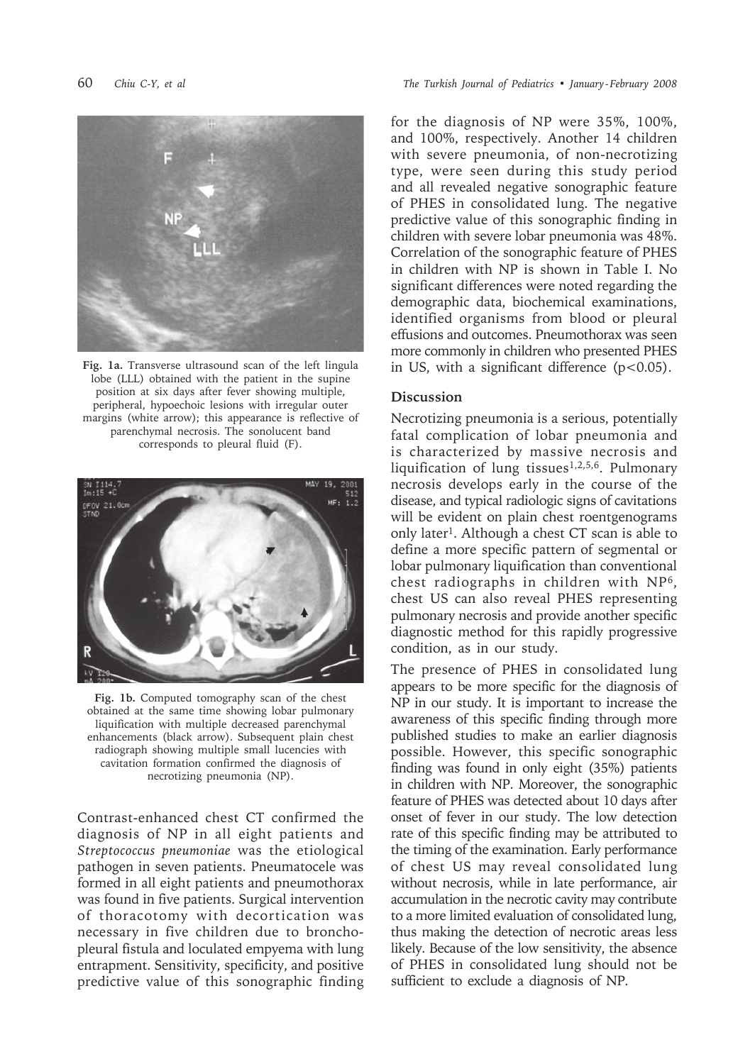Fig. 1a. Transverse ultrasound scan of the left lingula lobe (LLL) obtained with the patient in the supine position at six days after fever showing multiple, peripheral, hypoechoic lesions with irregular outer margins (white arrow); this appearance is reflective of parenchymal necrosis. The sonolucent band corresponds to pleural fluid (F).

Fig. 1b. Computed tomography scan of the chest obtained at the same time showing lobar pulmonary liquification with multiple decreased parenchymal enhancements (black arrow). Subsequent plain chest radiograph showing multiple small lucencies with cavitation formation confirmed the diagnosis of necrotizing pneumonia (NP).

Contrast-enhanced chest CT confirmed the diagnosis of NP in all eight patients and *Streptococcus pneumoniae* was the etiological pathogen in seven patients. Pneumatocele was formed in all eight patients and pneumothorax was found in five patients. Surgical intervention of thoracotomy with decortication was necessary in five children due to bronchopleural fistula and loculated empyema with lung entrapment. Sensitivity, specificity, and positive predictive value of this sonographic finding for the diagnosis of NP were 35%, 100%, and 100%, respectively. Another 14 children with severe pneumonia, of non-necrotizing type, were seen during this study period and all revealed negative sonographic feature of PHES in consolidated lung. The negative predictive value of this sonographic finding in children with severe lobar pneumonia was 48%. Correlation of the sonographic feature of PHES in children with NP is shown in Table I. No significant differences were noted regarding the demographic data, biochemical examinations, identified organisms from blood or pleural effusions and outcomes. Pneumothorax was seen more commonly in children who presented PHES in US, with a significant difference ($p<0.05$).

## Discussion

Necrotizing pneumonia is a serious, potentially fatal complication of lobar pneumonia and is characterized by massive necrosis and liquification of lung tissues[1,2,5,6]. Pulmonary necrosis develops early in the course of the disease, and typical radiologic signs of cavitations will be evident on plain chest roentgenograms only later[1]. Although a chest CT scan is able to define a more specific pattern of segmental or lobar pulmonary liquification than conventional chest radiographs in children with NP[6], chest US can also reveal PHES representing pulmonary necrosis and provide another specific diagnostic method for this rapidly progressive condition, as in our study.

The presence of PHES in consolidated lung appears to be more specific for the diagnosis of NP in our study. It is important to increase the awareness of this specific finding through more published studies to make an earlier diagnosis possible. However, this specific sonographic finding was found in only eight (35%) patients in children with NP. Moreover, the sonographic feature of PHES was detected about 10 days after onset of fever in our study. The low detection rate of this specific finding may be attributed to the timing of the examination. Early performance of chest US may reveal consolidated lung without necrosis, while in late performance, air accumulation in the necrotic cavity may contribute to a more limited evaluation of consolidated lung, thus making the detection of necrotic areas less likely. Because of the low sensitivity, the absence of PHES in consolidated lung should not be sufficient to exclude a diagnosis of NP.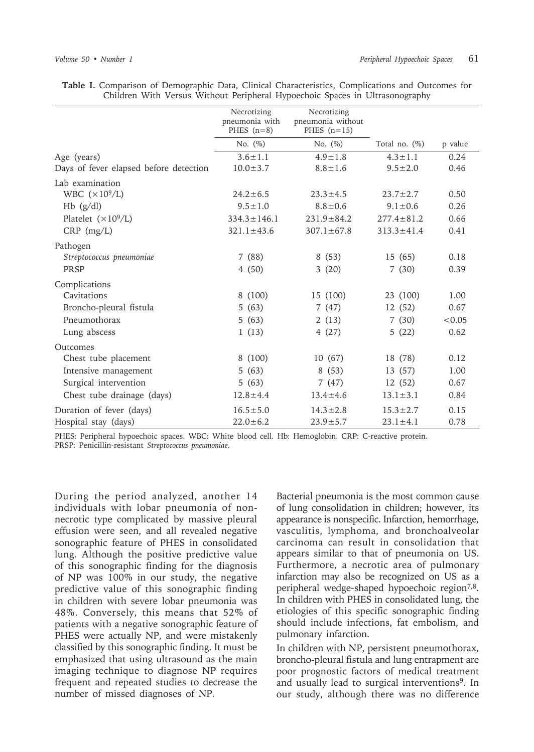**Table I.** Comparison of Demographic Data, Clinical Characteristics, Complications and Outcomes for Children With Versus Without Peripheral Hypoechoic Spaces in Ultrasonography

| | Necrotizing pneumonia with PHES (n=8) | Necrotizing pneumonia without PHES (n=15) | | |
|---|---|---|---|---|
| | No. (%) | No. (%) | Total no. (%) | p value |
| Age (years) | 3.6±1.1 | 4.9±1.8 | 4.3±1.1 | 0.24 |
| Days of fever elapsed before detection | 10.0±3.7 | 8.8±1.6 | 9.5±2.0 | 0.46 |
| Lab examination | | | | |
| WBC ($\times 10^9$/L) | 24.2±6.5 | 23.3±4.5 | 23.7±2.7 | 0.50 |
| Hb (g/dl) | 9.5±1.0 | 8.8±0.6 | 9.1±0.6 | 0.26 |
| Platelet ($\times 10^9$/L) | 334.3±146.1 | 231.9±84.2 | 277.4±81.2 | 0.66 |
| CRP (mg/L) | 321.1±43.6 | 307.1±67.8 | 313.3±41.4 | 0.41 |
| Pathogen | | | | |
| *Streptococcus pneumoniae* | 7 (88) | 8 (53) | 15 (65) | 0.18 |
| PRSP | 4 (50) | 3 (20) | 7 (30) | 0.39 |
| Complications | | | | |
| Cavitations | 8 (100) | 15 (100) | 23 (100) | 1.00 |
| Broncho-pleural fistula | 5 (63) | 7 (47) | 12 (52) | 0.67 |
| Pneumothorax | 5 (63) | 2 (13) | 7 (30) | <0.05 |
| Lung abscess | 1 (13) | 4 (27) | 5 (22) | 0.62 |
| Outcomes | | | | |
| Chest tube placement | 8 (100) | 10 (67) | 18 (78) | 0.12 |
| Intensive management | 5 (63) | 8 (53) | 13 (57) | 1.00 |
| Surgical intervention | 5 (63) | 7 (47) | 12 (52) | 0.67 |
| Chest tube drainage (days) | 12.8±4.4 | 13.4±4.6 | 13.1±3.1 | 0.84 |
| Duration of fever (days) | 16.5±5.0 | 14.3±2.8 | 15.3±2.7 | 0.15 |
| Hospital stay (days) | 22.0±6.2 | 23.9±5.7 | 23.1±4.1 | 0.78 |

PHES: Peripheral hypoechoic spaces. WBC: White blood cell. Hb: Hemoglobin. CRP: C-reactive protein. PRSP: Penicillin-resistant *Streptococcus pneumoniae*.

During the period analyzed, another 14 individuals with lobar pneumonia of non-necrotic type complicated by massive pleural effusion were seen, and all revealed negative sonographic feature of PHES in consolidated lung. Although the positive predictive value of this sonographic finding for the diagnosis of NP was 100% in our study, the negative predictive value of this sonographic finding in children with severe lobar pneumonia was 48%. Conversely, this means that 52% of patients with a negative sonographic feature of PHES were actually NP, and were mistakenly classified by this sonographic finding. It must be emphasized that using ultrasound as the main imaging technique to diagnose NP requires frequent and repeated studies to decrease the number of missed diagnoses of NP.

Bacterial pneumonia is the most common cause of lung consolidation in children; however, its appearance is nonspecific. Infarction, hemorrhage, vasculitis, lymphoma, and bronchoalveolar carcinoma can result in consolidation that appears similar to that of pneumonia on US. Furthermore, a necrotic area of pulmonary infarction may also be recognized on US as a peripheral wedge-shaped hypoechoic region[7,8]. In children with PHES in consolidated lung, the etiologies of this specific sonographic finding should include infections, fat embolism, and pulmonary infarction.

In children with NP, persistent pneumothorax, broncho-pleural fistula and lung entrapment are poor prognostic factors of medical treatment and usually lead to surgical interventions[9]. In our study, although there was no difference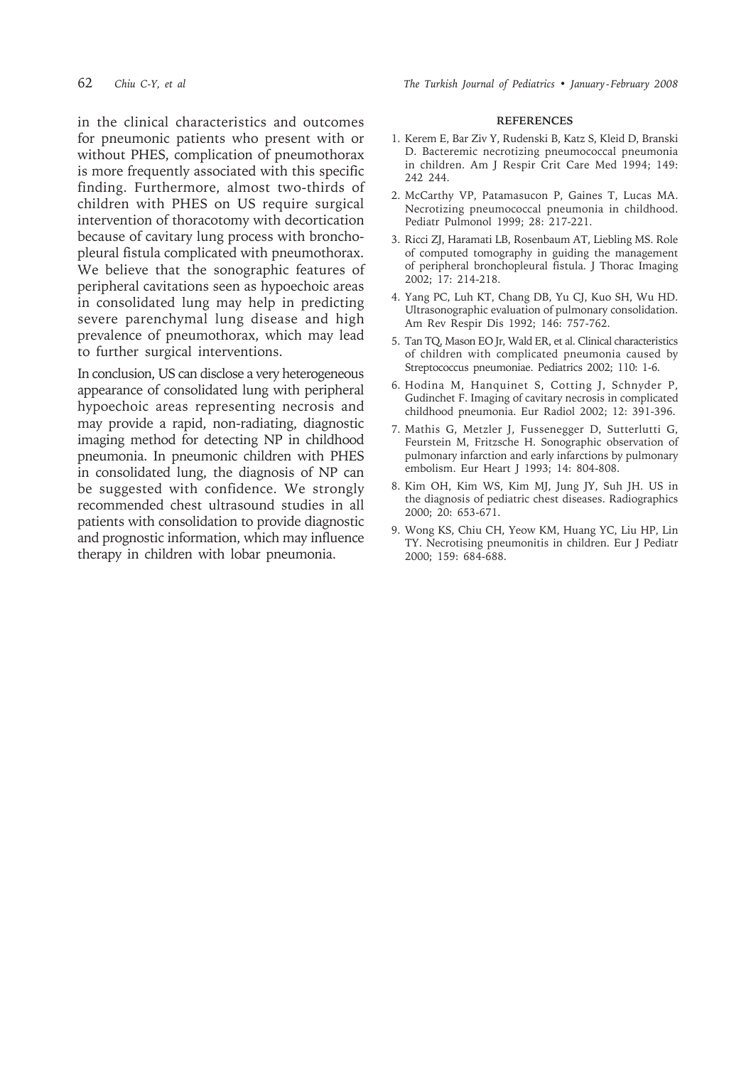in the clinical characteristics and outcomes for pneumonic patients who present with or without PHES, complication of pneumothorax is more frequently associated with this specific finding. Furthermore, almost two-thirds of children with PHES on US require surgical intervention of thoracotomy with decortication because of cavitary lung process with bronchopleural fistula complicated with pneumothorax. We believe that the sonographic features of peripheral cavitations seen as hypoechoic areas in consolidated lung may help in predicting severe parenchymal lung disease and high prevalence of pneumothorax, which may lead to further surgical interventions.

In conclusion, US can disclose a very heterogeneous appearance of consolidated lung with peripheral hypoechoic areas representing necrosis and may provide a rapid, non-radiating, diagnostic imaging method for detecting NP in childhood pneumonia. In pneumonic children with PHES in consolidated lung, the diagnosis of NP can be suggested with confidence. We strongly recommended chest ultrasound studies in all patients with consolidation to provide diagnostic and prognostic information, which may influence therapy in children with lobar pneumonia.

## REFERENCES

1. Kerem E, Bar Ziv Y, Rudenski B, Katz S, Kleid D, Branski D. Bacteremic necrotizing pneumococcal pneumonia in children. Am J Respir Crit Care Med 1994; 149: 242 244.
2. McCarthy VP, Patamasucon P, Gaines T, Lucas MA. Necrotizing pneumococcal pneumonia in childhood. Pediatr Pulmonol 1999; 28: 217-221.
3. Ricci ZJ, Haramati LB, Rosenbaum AT, Liebling MS. Role of computed tomography in guiding the management of peripheral bronchopleural fistula. J Thorac Imaging 2002; 17: 214-218.
4. Yang PC, Luh KT, Chang DB, Yu CJ, Kuo SH, Wu HD. Ultrasonographic evaluation of pulmonary consolidation. Am Rev Respir Dis 1992; 146: 757-762.
5. Tan TQ, Mason EO Jr, Wald ER, et al. Clinical characteristics of children with complicated pneumonia caused by Streptococcus pneumoniae. Pediatrics 2002; 110: 1-6.
6. Hodina M, Hanquinet S, Cotting J, Schnyder P, Gudinchet F. Imaging of cavitary necrosis in complicated childhood pneumonia. Eur Radiol 2002; 12: 391-396.
7. Mathis G, Metzler J, Fussenegger D, Sutterlutti G, Feurstein M, Fritzsche H. Sonographic observation of pulmonary infarction and early infarctions by pulmonary embolism. Eur Heart J 1993; 14: 804-808.
8. Kim OH, Kim WS, Kim MJ, Jung JY, Suh JH. US in the diagnosis of pediatric chest diseases. Radiographics 2000; 20: 653-671.
9. Wong KS, Chiu CH, Yeow KM, Huang YC, Liu HP, Lin TY. Necrotising pneumonitis in children. Eur J Pediatr 2000; 159: 684-688.